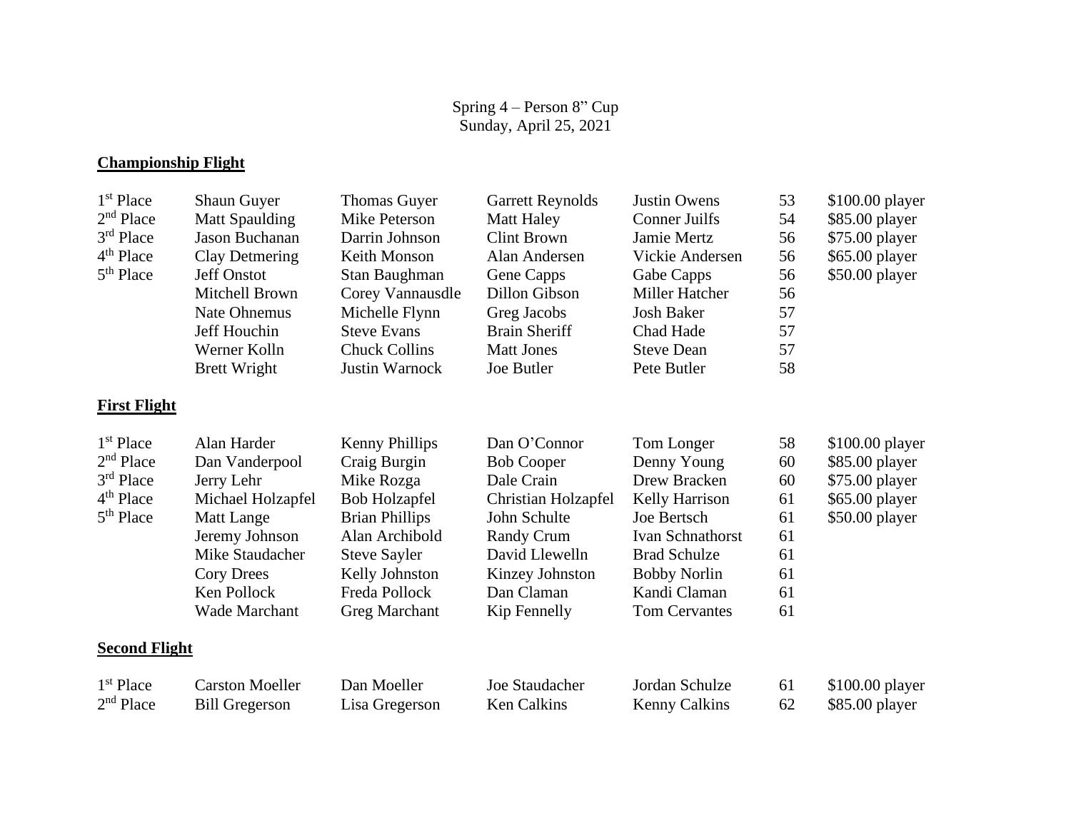Spring 4 – Person 8" Cup
Sunday, April 25, 2021

## Championship Flight

| Place | Player 1 | Player 2 | Player 3 | Player 4 | Score | Prize |
|---|---|---|---|---|---|---|
| 1st Place | Shaun Guyer | Thomas Guyer | Garrett Reynolds | Justin Owens | 53 | $100.00 player |
| 2nd Place | Matt Spaulding | Mike Peterson | Matt Haley | Conner Juilfs | 54 | $85.00 player |
| 3rd Place | Jason Buchanan | Darrin Johnson | Clint Brown | Jamie Mertz | 56 | $75.00 player |
| 4th Place | Clay Detmering | Keith Monson | Alan Andersen | Vickie Andersen | 56 | $65.00 player |
| 5th Place | Jeff Onstot | Stan Baughman | Gene Capps | Gabe Capps | 56 | $50.00 player |
| | Mitchell Brown | Corey Vannausdle | Dillon Gibson | Miller Hatcher | 56 | |
| | Nate Ohnemus | Michelle Flynn | Greg Jacobs | Josh Baker | 57 | |
| | Jeff Houchin | Steve Evans | Brain Sheriff | Chad Hade | 57 | |
| | Werner Kolln | Chuck Collins | Matt Jones | Steve Dean | 57 | |
| | Brett Wright | Justin Warnock | Joe Butler | Pete Butler | 58 | |

## First Flight

| Place | Player 1 | Player 2 | Player 3 | Player 4 | Score | Prize |
|---|---|---|---|---|---|---|
| 1st Place | Alan Harder | Kenny Phillips | Dan O'Connor | Tom Longer | 58 | $100.00 player |
| 2nd Place | Dan Vanderpool | Craig Burgin | Bob Cooper | Denny Young | 60 | $85.00 player |
| 3rd Place | Jerry Lehr | Mike Rozga | Dale Crain | Drew Bracken | 60 | $75.00 player |
| 4th Place | Michael Holzapfel | Bob Holzapfel | Christian Holzapfel | Kelly Harrison | 61 | $65.00 player |
| 5th Place | Matt Lange | Brian Phillips | John Schulte | Joe Bertsch | 61 | $50.00 player |
| | Jeremy Johnson | Alan Archibold | Randy Crum | Ivan Schnathorst | 61 | |
| | Mike Staudacher | Steve Sayler | David Llewelln | Brad Schulze | 61 | |
| | Cory Drees | Kelly Johnston | Kinzey Johnston | Bobby Norlin | 61 | |
| | Ken Pollock | Freda Pollock | Dan Claman | Kandi Claman | 61 | |
| | Wade Marchant | Greg Marchant | Kip Fennelly | Tom Cervantes | 61 | |

## Second Flight

| Place | Player 1 | Player 2 | Player 3 | Player 4 | Score | Prize |
|---|---|---|---|---|---|---|
| 1st Place | Carston Moeller | Dan Moeller | Joe Staudacher | Jordan Schulze | 61 | $100.00 player |
| 2nd Place | Bill Gregerson | Lisa Gregerson | Ken Calkins | Kenny Calkins | 62 | $85.00 player |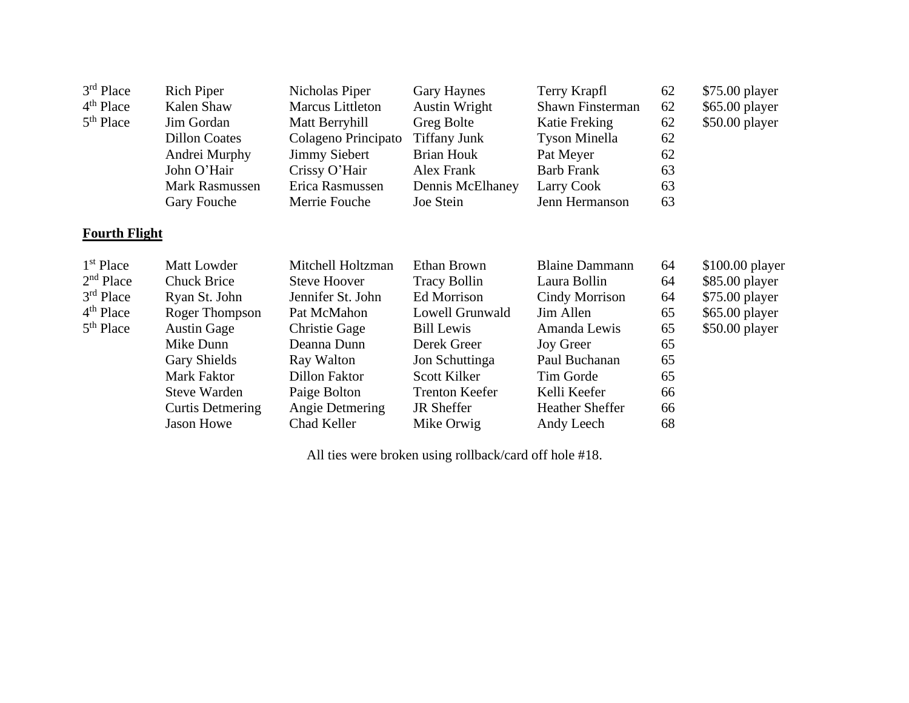| | | | | | | |
|---|---|---|---|---|---|---|
| 3rd Place | Rich Piper | Nicholas Piper | Gary Haynes | Terry Krapfl | 62 | $75.00 player |
| 4th Place | Kalen Shaw | Marcus Littleton | Austin Wright | Shawn Finsterman | 62 | $65.00 player |
| 5th Place | Jim Gordan | Matt Berryhill | Greg Bolte | Katie Freking | 62 | $50.00 player |
| | Dillon Coates | Colageno Principato | Tiffany Junk | Tyson Minella | 62 | |
| | Andrei Murphy | Jimmy Siebert | Brian Houk | Pat Meyer | 62 | |
| | John O’Hair | Crissy O’Hair | Alex Frank | Barb Frank | 63 | |
| | Mark Rasmussen | Erica Rasmussen | Dennis McElhaney | Larry Cook | 63 | |
| | Gary Fouche | Merrie Fouche | Joe Stein | Jenn Hermanson | 63 | |

**Fourth Flight**

| | | | | | | |
|---|---|---|---|---|---|---|
| 1st Place | Matt Lowder | Mitchell Holtzman | Ethan Brown | Blaine Dammann | 64 | $100.00 player |
| 2nd Place | Chuck Brice | Steve Hoover | Tracy Bollin | Laura Bollin | 64 | $85.00 player |
| 3rd Place | Ryan St. John | Jennifer St. John | Ed Morrison | Cindy Morrison | 64 | $75.00 player |
| 4th Place | Roger Thompson | Pat McMahon | Lowell Grunwald | Jim Allen | 65 | $65.00 player |
| 5th Place | Austin Gage | Christie Gage | Bill Lewis | Amanda Lewis | 65 | $50.00 player |
| | Mike Dunn | Deanna Dunn | Derek Greer | Joy Greer | 65 | |
| | Gary Shields | Ray Walton | Jon Schuttinga | Paul Buchanan | 65 | |
| | Mark Faktor | Dillon Faktor | Scott Kilker | Tim Gorde | 65 | |
| | Steve Warden | Paige Bolton | Trenton Keefer | Kelli Keefer | 66 | |
| | Curtis Detmering | Angie Detmering | JR Sheffer | Heather Sheffer | 66 | |
| | Jason Howe | Chad Keller | Mike Orwig | Andy Leech | 68 | |

All ties were broken using rollback/card off hole #18.